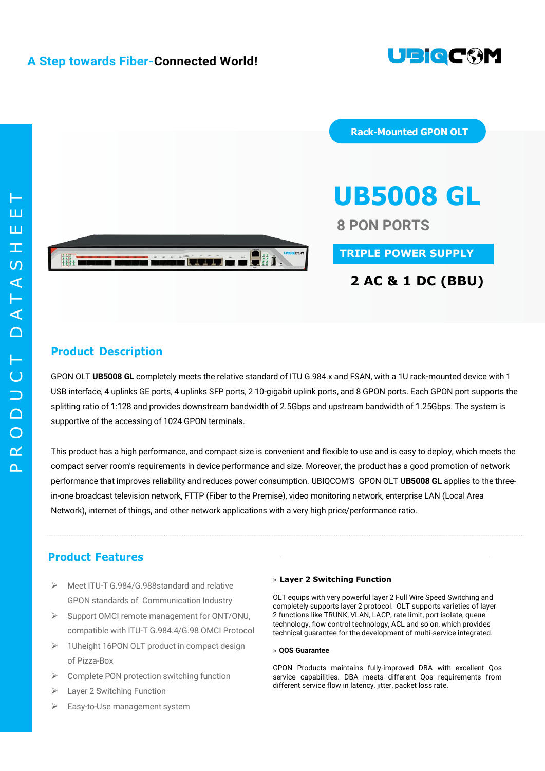A Step towards Fiber-Connected World!

PRODUCT DATASHEET

Rack-Mounted GPON OLT

# UB5008 GL

## 8 PON PORTS

**TRIPLE POWER SUPPLY**

**2 AC & 1 DC (BBU)**

## Product Description

GPON OLT **UB5008 GL** completely meets the relative standard of ITU G.984.x and FSAN, with a 1U rack-mounted device with 1 USB interface, 4 uplinks GE ports, 4 uplinks SFP ports, 2 10-gigabit uplink ports, and 8 GPON ports. Each GPON port supports the splitting ratio of 1:128 and provides downstream bandwidth of 2.5Gbps and upstream bandwidth of 1.25Gbps. The system is supportive of the accessing of 1024 GPON terminals.

This product has a high performance, and compact size is convenient and flexible to use and is easy to deploy, which meets the compact server room's requirements in device performance and size. Moreover, the product has a good promotion of network performance that improves reliability and reduces power consumption. UBIQCOM'S GPON OLT **UB5008 GL** applies to the three-in-one broadcast television network, FTTP (Fiber to the Premise), video monitoring network, enterprise LAN (Local Area Network), internet of things, and other network applications with a very high price/performance ratio.

## Product Features

- Meet ITU-T G.984/G.988standard and relative GPON standards of Communication Industry
- Support OMCI remote management for ONT/ONU, compatible with ITU-T G.984.4/G.98 OMCI Protocol
- 1Uheight 16PON OLT product in compact design of Pizza-Box
- Complete PON protection switching function
- Layer 2 Switching Function
- Easy-to-Use management system

### » Layer 2 Switching Function

OLT equips with very powerful layer 2 Full Wire Speed Switching and completely supports layer 2 protocol. OLT supports varieties of layer 2 functions like TRUNK, VLAN, LACP, rate limit, port isolate, queue technology, flow control technology, ACL and so on, which provides technical guarantee for the development of multi-service integrated.

### » QOS Guarantee

GPON Products maintains fully-improved DBA with excellent Qos service capabilities. DBA meets different Qos requirements from different service flow in latency, jitter, packet loss rate.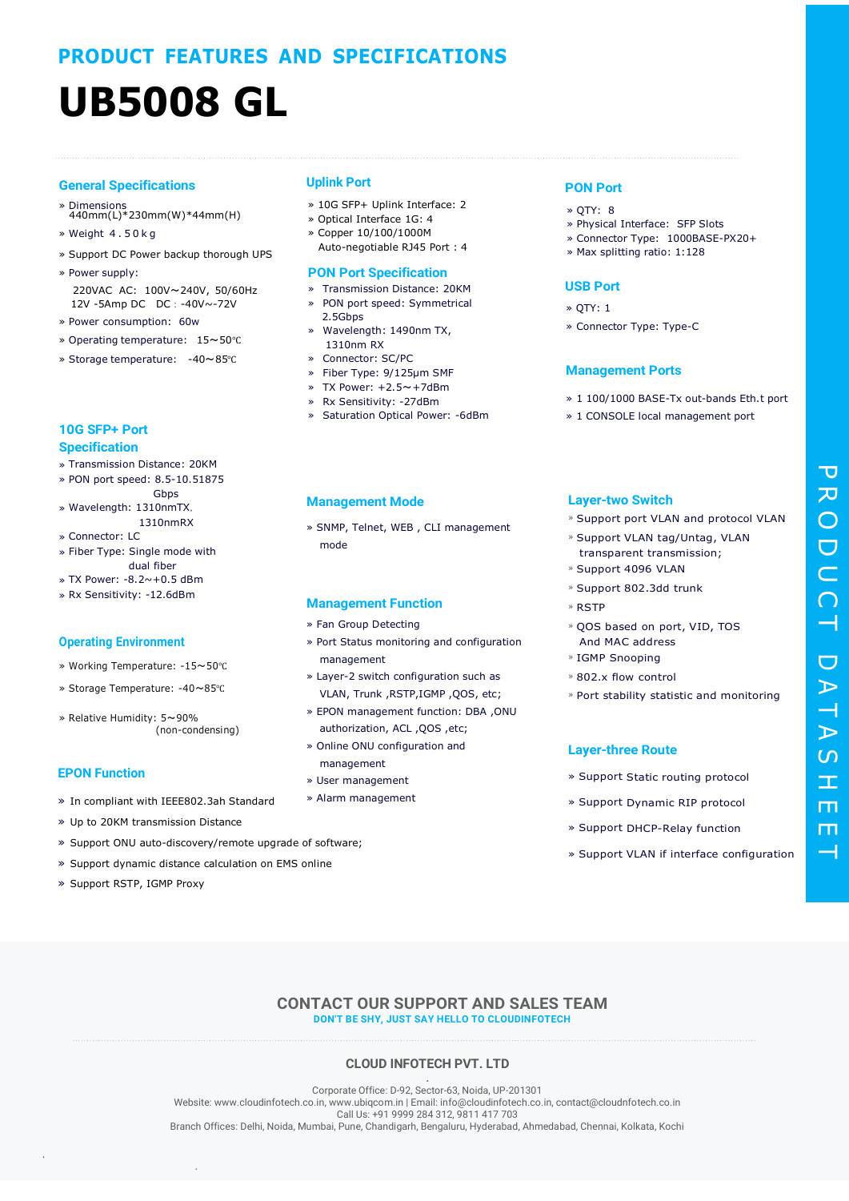# PRODUCT FEATURES AND SPECIFICATIONS

# UB5008 GL

## General Specifications

- Dimensions 440mm(L)*230mm(W)*44mm(H)
- Weight 4.50kg
- Support DC Power backup thorough UPS
- Power supply:
  220VAC AC: 100V～240V, 50/60Hz
  12V -5Amp DC DC：-40V~-72V
- Power consumption: 60w
- Operating temperature: 15～50℃
- Storage temperature: -40～85℃

## 10G SFP+ Port Specification

- Transmission Distance: 20KM
- PON port speed: 8.5-10.51875 Gbps
- Wavelength: 1310nmTX, 1310nmRX
- Connector: LC
- Fiber Type: Single mode with dual fiber
- TX Power: -8.2～+0.5 dBm
- Rx Sensitivity: -12.6dBm

## Operating Environment

- Working Temperature: -15～50℃
- Storage Temperature: -40～85℃
- Relative Humidity: 5～90% (non-condensing)

## EPON Function

- In compliant with IEEE802.3ah Standard
- Up to 20KM transmission Distance
- Support ONU auto-discovery/remote upgrade of software;
- Support dynamic distance calculation on EMS online
- Support RSTP, IGMP Proxy

## Uplink Port

- 10G SFP+ Uplink Interface: 2
- Optical Interface 1G: 4
- Copper 10/100/1000M Auto-negotiable RJ45 Port : 4

## PON Port Specification

- Transmission Distance: 20KM
- PON port speed: Symmetrical 2.5Gbps
- Wavelength: 1490nm TX, 1310nm RX
- Connector: SC/PC
- Fiber Type: 9/125μm SMF
- TX Power: +2.5～+7dBm
- Rx Sensitivity: -27dBm
- Saturation Optical Power: -6dBm

## Management Mode

- SNMP, Telnet, WEB , CLI management mode

## Management Function

- Fan Group Detecting
- Port Status monitoring and configuration management
- Layer-2 switch configuration such as VLAN, Trunk ,RSTP,IGMP ,QOS, etc;
- EPON management function: DBA ,ONU authorization, ACL ,QOS ,etc;
- Online ONU configuration and management
- User management
- Alarm management

## PON Port

- QTY: 8
- Physical Interface: SFP Slots
- Connector Type: 1000BASE-PX20+
- Max splitting ratio: 1:128

## USB Port

- QTY: 1
- Connector Type: Type-C

## Management Ports

- 1 100/1000 BASE-Tx out-bands Eth.t port
- 1 CONSOLE local management port

## Layer-two Switch

- Support port VLAN and protocol VLAN
- Support VLAN tag/Untag, VLAN transparent transmission;
- Support 4096 VLAN
- Support 802.3dd trunk
- RSTP
- QOS based on port, VID, TOS And MAC address
- IGMP Snooping
- 802.x flow control
- Port stability statistic and monitoring

## Layer-three Route

- Support Static routing protocol
- Support Dynamic RIP protocol
- Support DHCP-Relay function
- Support VLAN if interface configuration

PRODUCT DATASHEET

## CONTACT OUR SUPPORT AND SALES TEAM

DON'T BE SHY, JUST SAY HELLO TO CLOUDINFOTECH

### CLOUD INFOTECH PVT. LTD

Corporate Office: D-92, Sector-63, Noida, UP-201301
Website: www.cloudinfotech.co.in, www.ubiqcom.in | Email: info@cloudinfotech.co.in, contact@cloudnfotech.co.in
Call Us: +91 9999 284 312, 9811 417 703
Branch Offices: Delhi, Noida, Mumbai, Pune, Chandigarh, Bengaluru, Hyderabad, Ahmedabad, Chennai, Kolkata, Kochi